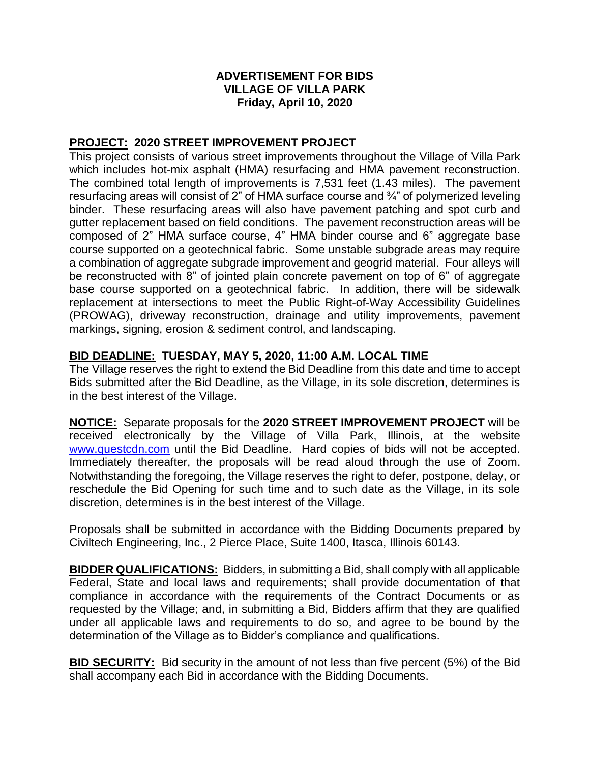**ADVERTISEMENT FOR BIDS**
**VILLAGE OF VILLA PARK**
**Friday, April 10, 2020**

**PROJECT: 2020 STREET IMPROVEMENT PROJECT**

This project consists of various street improvements throughout the Village of Villa Park which includes hot-mix asphalt (HMA) resurfacing and HMA pavement reconstruction. The combined total length of improvements is 7,531 feet (1.43 miles). The pavement resurfacing areas will consist of 2" of HMA surface course and ¾" of polymerized leveling binder. These resurfacing areas will also have pavement patching and spot curb and gutter replacement based on field conditions. The pavement reconstruction areas will be composed of 2" HMA surface course, 4" HMA binder course and 6" aggregate base course supported on a geotechnical fabric. Some unstable subgrade areas may require a combination of aggregate subgrade improvement and geogrid material. Four alleys will be reconstructed with 8" of jointed plain concrete pavement on top of 6" of aggregate base course supported on a geotechnical fabric. In addition, there will be sidewalk replacement at intersections to meet the Public Right-of-Way Accessibility Guidelines (PROWAG), driveway reconstruction, drainage and utility improvements, pavement markings, signing, erosion & sediment control, and landscaping.

**BID DEADLINE: TUESDAY, MAY 5, 2020, 11:00 A.M. LOCAL TIME**

The Village reserves the right to extend the Bid Deadline from this date and time to accept Bids submitted after the Bid Deadline, as the Village, in its sole discretion, determines is in the best interest of the Village.

**NOTICE:** Separate proposals for the **2020 STREET IMPROVEMENT PROJECT** will be received electronically by the Village of Villa Park, Illinois, at the website www.questcdn.com until the Bid Deadline. Hard copies of bids will not be accepted. Immediately thereafter, the proposals will be read aloud through the use of Zoom. Notwithstanding the foregoing, the Village reserves the right to defer, postpone, delay, or reschedule the Bid Opening for such time and to such date as the Village, in its sole discretion, determines is in the best interest of the Village.

Proposals shall be submitted in accordance with the Bidding Documents prepared by Civiltech Engineering, Inc., 2 Pierce Place, Suite 1400, Itasca, Illinois 60143.

**BIDDER QUALIFICATIONS:** Bidders, in submitting a Bid, shall comply with all applicable Federal, State and local laws and requirements; shall provide documentation of that compliance in accordance with the requirements of the Contract Documents or as requested by the Village; and, in submitting a Bid, Bidders affirm that they are qualified under all applicable laws and requirements to do so, and agree to be bound by the determination of the Village as to Bidder's compliance and qualifications.

**BID SECURITY:** Bid security in the amount of not less than five percent (5%) of the Bid shall accompany each Bid in accordance with the Bidding Documents.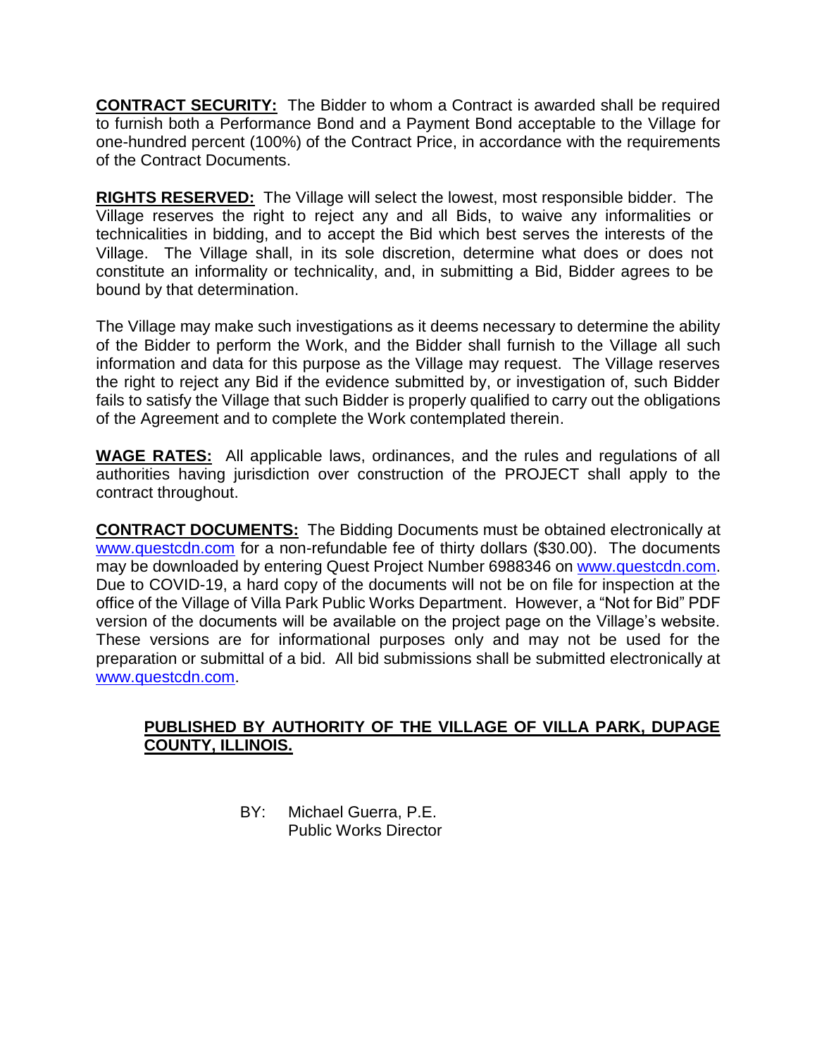**CONTRACT SECURITY:** The Bidder to whom a Contract is awarded shall be required to furnish both a Performance Bond and a Payment Bond acceptable to the Village for one-hundred percent (100%) of the Contract Price, in accordance with the requirements of the Contract Documents.

**RIGHTS RESERVED:** The Village will select the lowest, most responsible bidder. The Village reserves the right to reject any and all Bids, to waive any informalities or technicalities in bidding, and to accept the Bid which best serves the interests of the Village. The Village shall, in its sole discretion, determine what does or does not constitute an informality or technicality, and, in submitting a Bid, Bidder agrees to be bound by that determination.

The Village may make such investigations as it deems necessary to determine the ability of the Bidder to perform the Work, and the Bidder shall furnish to the Village all such information and data for this purpose as the Village may request. The Village reserves the right to reject any Bid if the evidence submitted by, or investigation of, such Bidder fails to satisfy the Village that such Bidder is properly qualified to carry out the obligations of the Agreement and to complete the Work contemplated therein.

**WAGE RATES:** All applicable laws, ordinances, and the rules and regulations of all authorities having jurisdiction over construction of the PROJECT shall apply to the contract throughout.

**CONTRACT DOCUMENTS:** The Bidding Documents must be obtained electronically at www.questcdn.com for a non-refundable fee of thirty dollars ($30.00). The documents may be downloaded by entering Quest Project Number 6988346 on www.questcdn.com. Due to COVID-19, a hard copy of the documents will not be on file for inspection at the office of the Village of Villa Park Public Works Department. However, a "Not for Bid" PDF version of the documents will be available on the project page on the Village's website. These versions are for informational purposes only and may not be used for the preparation or submittal of a bid. All bid submissions shall be submitted electronically at www.questcdn.com.

**PUBLISHED BY AUTHORITY OF THE VILLAGE OF VILLA PARK, DUPAGE COUNTY, ILLINOIS.**

BY: Michael Guerra, P.E.
Public Works Director